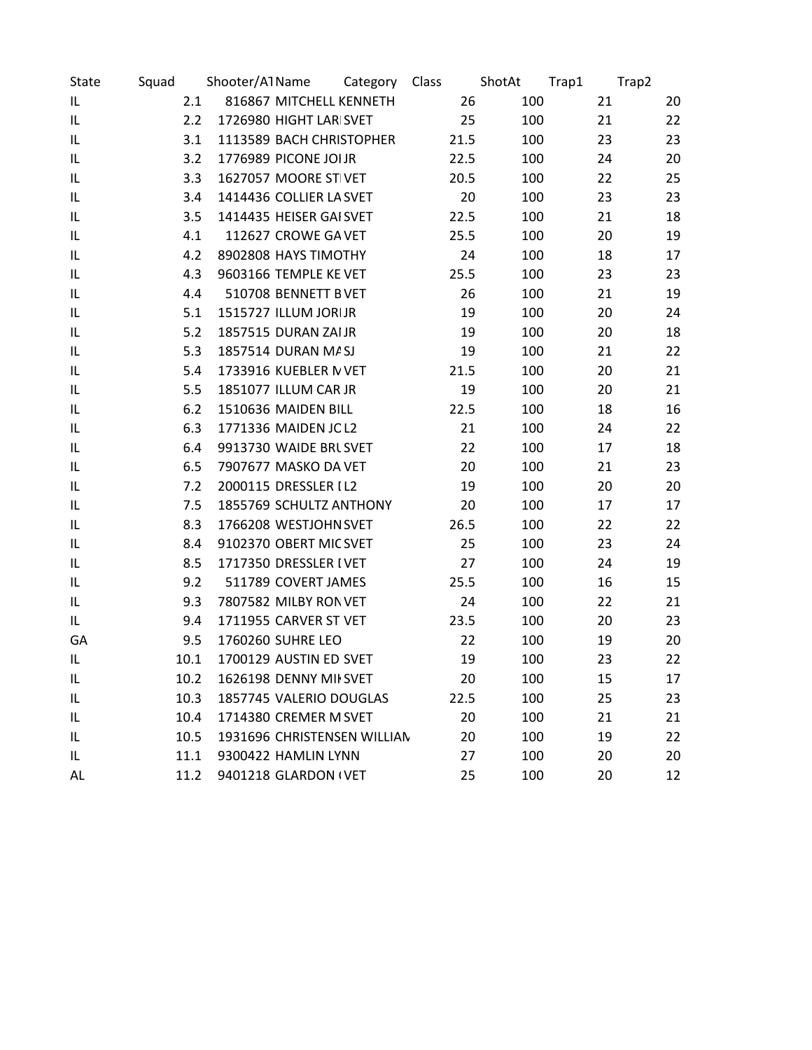| State | Squad | Shooter/A1 | Name | Category | Class | ShotAt | Trap1 | Trap2 |
|---|---|---|---|---|---|---|---|---|
| IL | 2.1 | 816867 | MITCHELL KENNETH | | 26 | 100 | 21 | 20 |
| IL | 2.2 | 1726980 | HIGHT LARI | SVET | 25 | 100 | 21 | 22 |
| IL | 3.1 | 1113589 | BACH CHRISTOPHER | | 21.5 | 100 | 23 | 23 |
| IL | 3.2 | 1776989 | PICONE JOI | JR | 22.5 | 100 | 24 | 20 |
| IL | 3.3 | 1627057 | MOORE STI | VET | 20.5 | 100 | 22 | 25 |
| IL | 3.4 | 1414436 | COLLIER LA | SVET | 20 | 100 | 23 | 23 |
| IL | 3.5 | 1414435 | HEISER GAI | SVET | 22.5 | 100 | 21 | 18 |
| IL | 4.1 | 112627 | CROWE GA | VET | 25.5 | 100 | 20 | 19 |
| IL | 4.2 | 8902808 | HAYS TIMOTHY | | 24 | 100 | 18 | 17 |
| IL | 4.3 | 9603166 | TEMPLE KE | VET | 25.5 | 100 | 23 | 23 |
| IL | 4.4 | 510708 | BENNETT B | VET | 26 | 100 | 21 | 19 |
| IL | 5.1 | 1515727 | ILLUM JORI | JR | 19 | 100 | 20 | 24 |
| IL | 5.2 | 1857515 | DURAN ZAI | JR | 19 | 100 | 20 | 18 |
| IL | 5.3 | 1857514 | DURAN MA | SJ | 19 | 100 | 21 | 22 |
| IL | 5.4 | 1733916 | KUEBLER M | VET | 21.5 | 100 | 20 | 21 |
| IL | 5.5 | 1851077 | ILLUM CAR | JR | 19 | 100 | 20 | 21 |
| IL | 6.2 | 1510636 | MAIDEN BILL | | 22.5 | 100 | 18 | 16 |
| IL | 6.3 | 1771336 | MAIDEN JC | L2 | 21 | 100 | 24 | 22 |
| IL | 6.4 | 9913730 | WAIDE BRU | SVET | 22 | 100 | 17 | 18 |
| IL | 6.5 | 7907677 | MASKO DA | VET | 20 | 100 | 21 | 23 |
| IL | 7.2 | 2000115 | DRESSLER I | L2 | 19 | 100 | 20 | 20 |
| IL | 7.5 | 1855769 | SCHULTZ ANTHONY | | 20 | 100 | 17 | 17 |
| IL | 8.3 | 1766208 | WESTJOHN | SVET | 26.5 | 100 | 22 | 22 |
| IL | 8.4 | 9102370 | OBERT MIC | SVET | 25 | 100 | 23 | 24 |
| IL | 8.5 | 1717350 | DRESSLER I | VET | 27 | 100 | 24 | 19 |
| IL | 9.2 | 511789 | COVERT JAMES | | 25.5 | 100 | 16 | 15 |
| IL | 9.3 | 7807582 | MILBY RON | VET | 24 | 100 | 22 | 21 |
| IL | 9.4 | 1711955 | CARVER ST | VET | 23.5 | 100 | 20 | 23 |
| GA | 9.5 | 1760260 | SUHRE LEO | | 22 | 100 | 19 | 20 |
| IL | 10.1 | 1700129 | AUSTIN ED | SVET | 19 | 100 | 23 | 22 |
| IL | 10.2 | 1626198 | DENNY MIK | SVET | 20 | 100 | 15 | 17 |
| IL | 10.3 | 1857745 | VALERIO DOUGLAS | | 22.5 | 100 | 25 | 23 |
| IL | 10.4 | 1714380 | CREMER M | SVET | 20 | 100 | 21 | 21 |
| IL | 10.5 | 1931696 | CHRISTENSEN WILLIAM | | 20 | 100 | 19 | 22 |
| IL | 11.1 | 9300422 | HAMLIN LYNN | | 27 | 100 | 20 | 20 |
| AL | 11.2 | 9401218 | GLARDON ( | VET | 25 | 100 | 20 | 12 |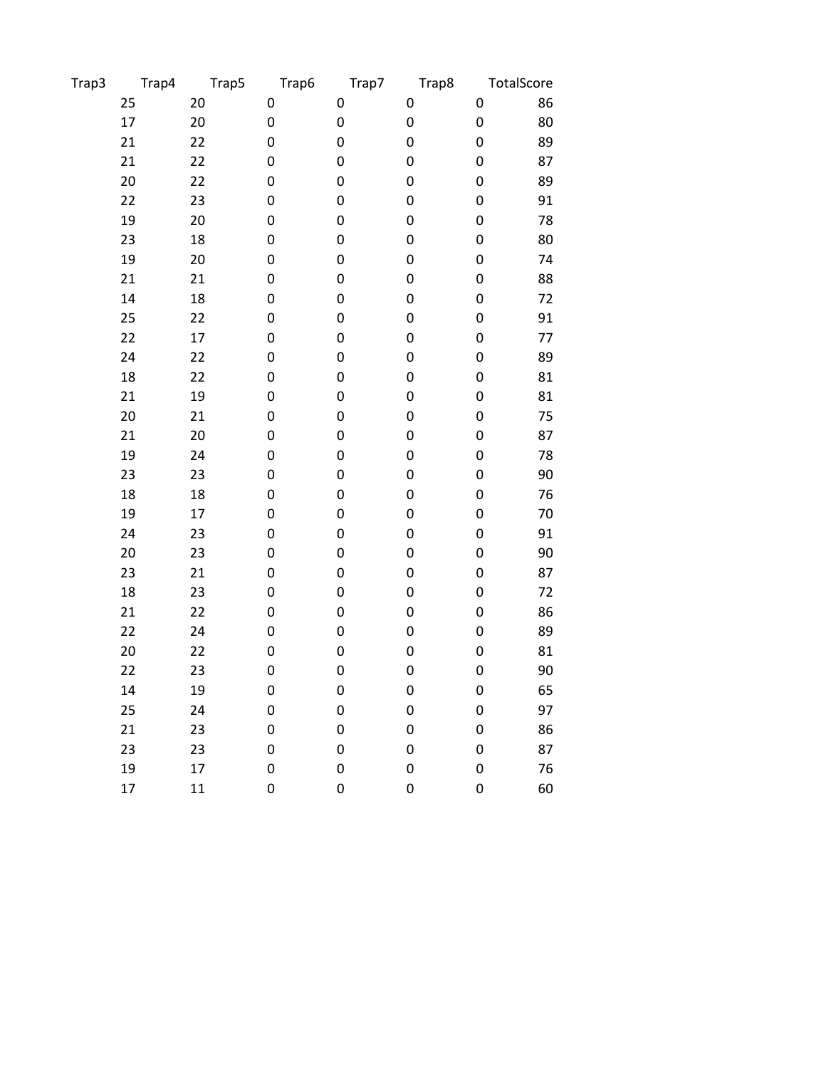| Trap3 | Trap4 | Trap5 | Trap6 | Trap7 | Trap8 | TotalScore |
|---|---|---|---|---|---|---|
| 25 | 20 | 0 | 0 | 0 | 0 | 86 |
| 17 | 20 | 0 | 0 | 0 | 0 | 80 |
| 21 | 22 | 0 | 0 | 0 | 0 | 89 |
| 21 | 22 | 0 | 0 | 0 | 0 | 87 |
| 20 | 22 | 0 | 0 | 0 | 0 | 89 |
| 22 | 23 | 0 | 0 | 0 | 0 | 91 |
| 19 | 20 | 0 | 0 | 0 | 0 | 78 |
| 23 | 18 | 0 | 0 | 0 | 0 | 80 |
| 19 | 20 | 0 | 0 | 0 | 0 | 74 |
| 21 | 21 | 0 | 0 | 0 | 0 | 88 |
| 14 | 18 | 0 | 0 | 0 | 0 | 72 |
| 25 | 22 | 0 | 0 | 0 | 0 | 91 |
| 22 | 17 | 0 | 0 | 0 | 0 | 77 |
| 24 | 22 | 0 | 0 | 0 | 0 | 89 |
| 18 | 22 | 0 | 0 | 0 | 0 | 81 |
| 21 | 19 | 0 | 0 | 0 | 0 | 81 |
| 20 | 21 | 0 | 0 | 0 | 0 | 75 |
| 21 | 20 | 0 | 0 | 0 | 0 | 87 |
| 19 | 24 | 0 | 0 | 0 | 0 | 78 |
| 23 | 23 | 0 | 0 | 0 | 0 | 90 |
| 18 | 18 | 0 | 0 | 0 | 0 | 76 |
| 19 | 17 | 0 | 0 | 0 | 0 | 70 |
| 24 | 23 | 0 | 0 | 0 | 0 | 91 |
| 20 | 23 | 0 | 0 | 0 | 0 | 90 |
| 23 | 21 | 0 | 0 | 0 | 0 | 87 |
| 18 | 23 | 0 | 0 | 0 | 0 | 72 |
| 21 | 22 | 0 | 0 | 0 | 0 | 86 |
| 22 | 24 | 0 | 0 | 0 | 0 | 89 |
| 20 | 22 | 0 | 0 | 0 | 0 | 81 |
| 22 | 23 | 0 | 0 | 0 | 0 | 90 |
| 14 | 19 | 0 | 0 | 0 | 0 | 65 |
| 25 | 24 | 0 | 0 | 0 | 0 | 97 |
| 21 | 23 | 0 | 0 | 0 | 0 | 86 |
| 23 | 23 | 0 | 0 | 0 | 0 | 87 |
| 19 | 17 | 0 | 0 | 0 | 0 | 76 |
| 17 | 11 | 0 | 0 | 0 | 0 | 60 |